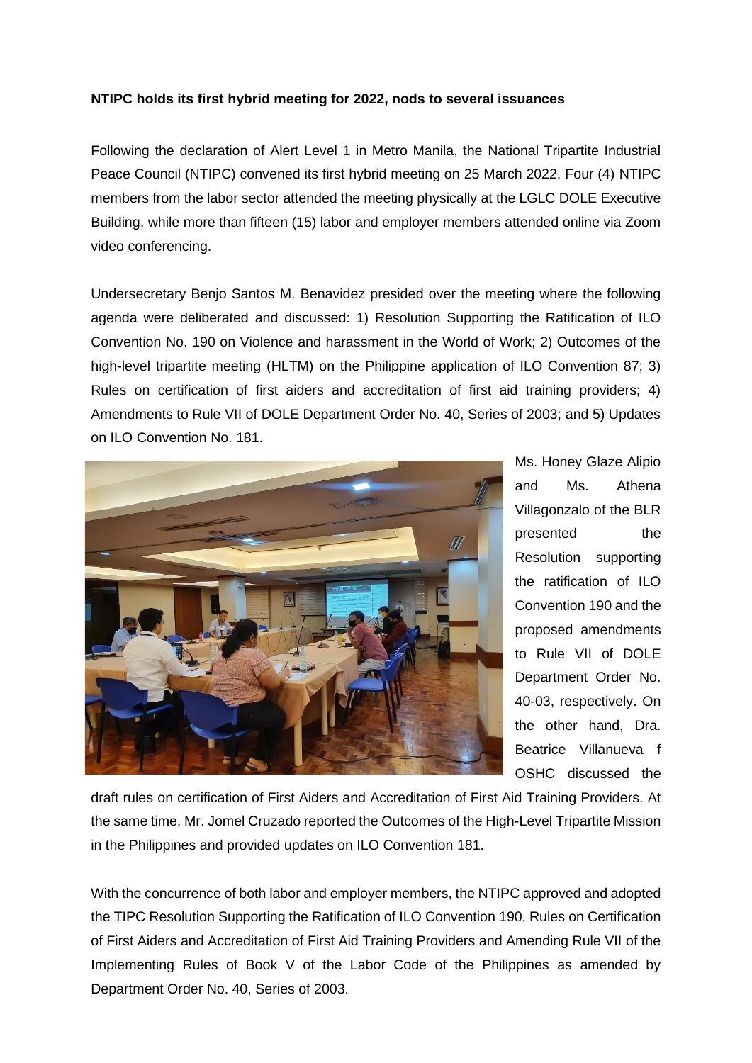**NTIPC holds its first hybrid meeting for 2022, nods to several issuances**

Following the declaration of Alert Level 1 in Metro Manila, the National Tripartite Industrial Peace Council (NTIPC) convened its first hybrid meeting on 25 March 2022. Four (4) NTIPC members from the labor sector attended the meeting physically at the LGLC DOLE Executive Building, while more than fifteen (15) labor and employer members attended online via Zoom video conferencing.

Undersecretary Benjo Santos M. Benavidez presided over the meeting where the following agenda were deliberated and discussed: 1) Resolution Supporting the Ratification of ILO Convention No. 190 on Violence and harassment in the World of Work; 2) Outcomes of the high-level tripartite meeting (HLTM) on the Philippine application of ILO Convention 87; 3) Rules on certification of first aiders and accreditation of first aid training providers; 4) Amendments to Rule VII of DOLE Department Order No. 40, Series of 2003; and 5) Updates on ILO Convention No. 181.

Ms. Honey Glaze Alipio and Ms. Athena Villagonzalo of the BLR presented the Resolution supporting the ratification of ILO Convention 190 and the proposed amendments to Rule VII of DOLE Department Order No. 40-03, respectively. On the other hand, Dra. Beatrice Villanueva f OSHC discussed the draft rules on certification of First Aiders and Accreditation of First Aid Training Providers. At the same time, Mr. Jomel Cruzado reported the Outcomes of the High-Level Tripartite Mission in the Philippines and provided updates on ILO Convention 181.

With the concurrence of both labor and employer members, the NTIPC approved and adopted the TIPC Resolution Supporting the Ratification of ILO Convention 190, Rules on Certification of First Aiders and Accreditation of First Aid Training Providers and Amending Rule VII of the Implementing Rules of Book V of the Labor Code of the Philippines as amended by Department Order No. 40, Series of 2003.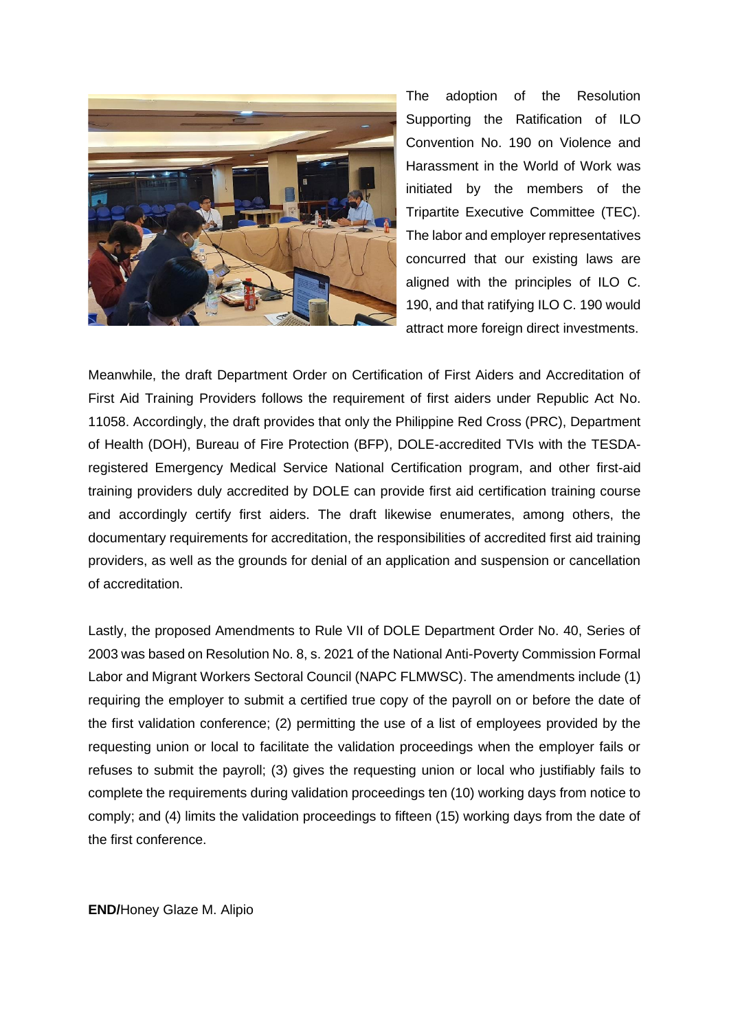The adoption of the Resolution Supporting the Ratification of ILO Convention No. 190 on Violence and Harassment in the World of Work was initiated by the members of the Tripartite Executive Committee (TEC). The labor and employer representatives concurred that our existing laws are aligned with the principles of ILO C. 190, and that ratifying ILO C. 190 would attract more foreign direct investments.

Meanwhile, the draft Department Order on Certification of First Aiders and Accreditation of First Aid Training Providers follows the requirement of first aiders under Republic Act No. 11058. Accordingly, the draft provides that only the Philippine Red Cross (PRC), Department of Health (DOH), Bureau of Fire Protection (BFP), DOLE-accredited TVIs with the TESDA-registered Emergency Medical Service National Certification program, and other first-aid training providers duly accredited by DOLE can provide first aid certification training course and accordingly certify first aiders. The draft likewise enumerates, among others, the documentary requirements for accreditation, the responsibilities of accredited first aid training providers, as well as the grounds for denial of an application and suspension or cancellation of accreditation.

Lastly, the proposed Amendments to Rule VII of DOLE Department Order No. 40, Series of 2003 was based on Resolution No. 8, s. 2021 of the National Anti-Poverty Commission Formal Labor and Migrant Workers Sectoral Council (NAPC FLMWSC). The amendments include (1) requiring the employer to submit a certified true copy of the payroll on or before the date of the first validation conference; (2) permitting the use of a list of employees provided by the requesting union or local to facilitate the validation proceedings when the employer fails or refuses to submit the payroll; (3) gives the requesting union or local who justifiably fails to complete the requirements during validation proceedings ten (10) working days from notice to comply; and (4) limits the validation proceedings to fifteen (15) working days from the date of the first conference.

**END/**Honey Glaze M. Alipio